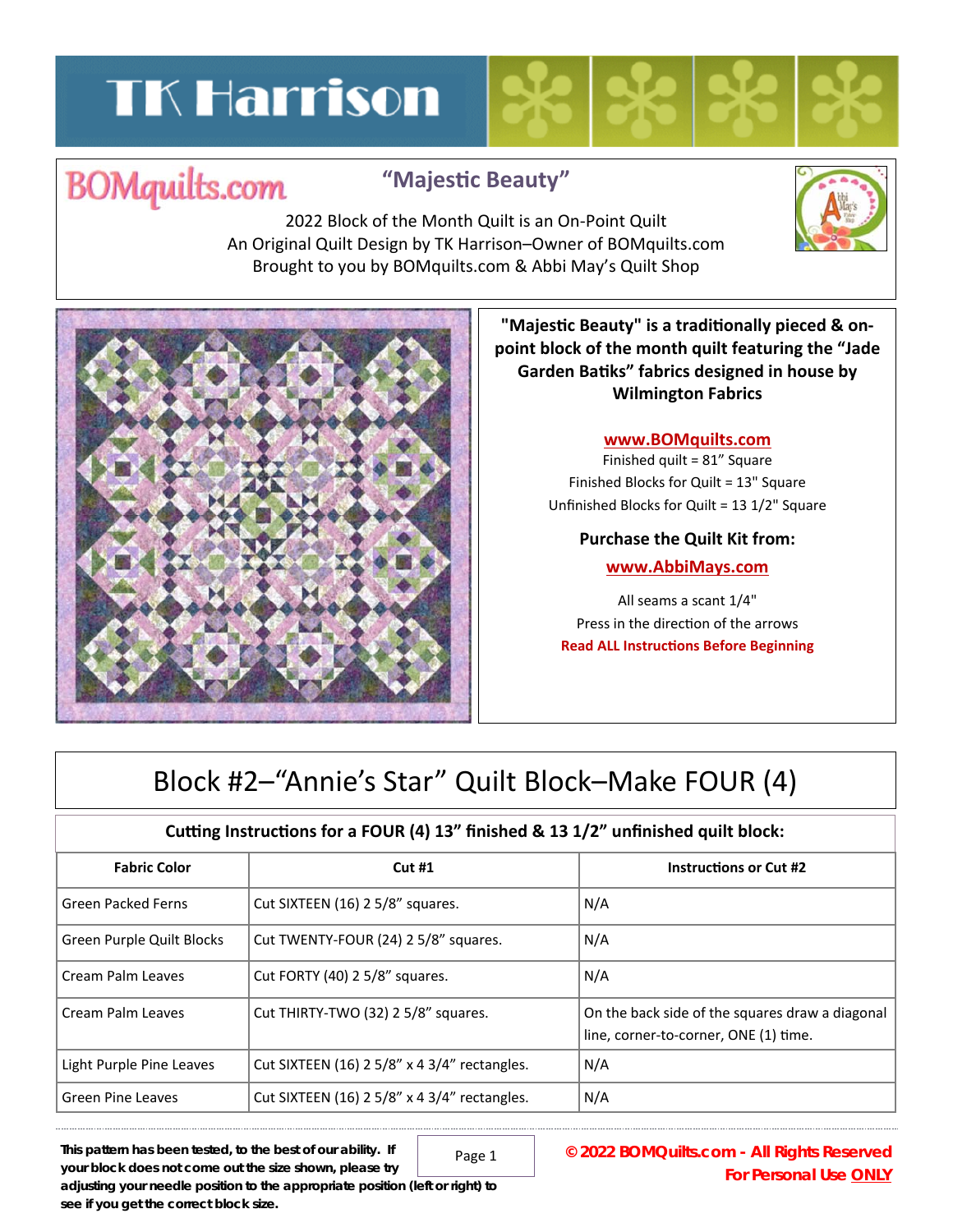# TK Harrison

BOMquilts.com

## "Majestic Beauty"

2022 Block of the Month Quilt is an On-Point Quilt
An Original Quilt Design by TK Harrison–Owner of BOMquilts.com
Brought to you by BOMquilts.com & Abbi May's Quilt Shop

**"Majestic Beauty" is a traditionally pieced & on-point block of the month quilt featuring the "Jade Garden Batiks" fabrics designed in house by Wilmington Fabrics**

**www.BOMquilts.com**

Finished quilt = 81" Square
Finished Blocks for Quilt = 13" Square
Unfinished Blocks for Quilt = 13 1/2" Square

**Purchase the Quilt Kit from:**

**www.AbbiMays.com**

All seams a scant 1/4"
Press in the direction of the arrows
**Read ALL Instructions Before Beginning**

# Block #2–"Annie's Star" Quilt Block–Make FOUR (4)

**Cutting Instructions for a FOUR (4) 13" finished & 13 1/2" unfinished quilt block:**

| Fabric Color | Cut #1 | Instructions or Cut #2 |
|---|---|---|
| Green Packed Ferns | Cut SIXTEEN (16) 2 5/8" squares. | N/A |
| Green Purple Quilt Blocks | Cut TWENTY-FOUR (24) 2 5/8" squares. | N/A |
| Cream Palm Leaves | Cut FORTY (40) 2 5/8" squares. | N/A |
| Cream Palm Leaves | Cut THIRTY-TWO (32) 2 5/8" squares. | On the back side of the squares draw a diagonal line, corner-to-corner, ONE (1) time. |
| Light Purple Pine Leaves | Cut SIXTEEN (16) 2 5/8" x 4 3/4" rectangles. | N/A |
| Green Pine Leaves | Cut SIXTEEN (16) 2 5/8" x 4 3/4" rectangles. | N/A |

**This pattern has been tested, to the best of our ability. If your block does not come out the size shown, please try adjusting your needle position to the appropriate position (left or right) to see if you get the correct block size.**

**© 2022 BOMQuilts.com - All Rights Reserved**
**For Personal Use ONLY**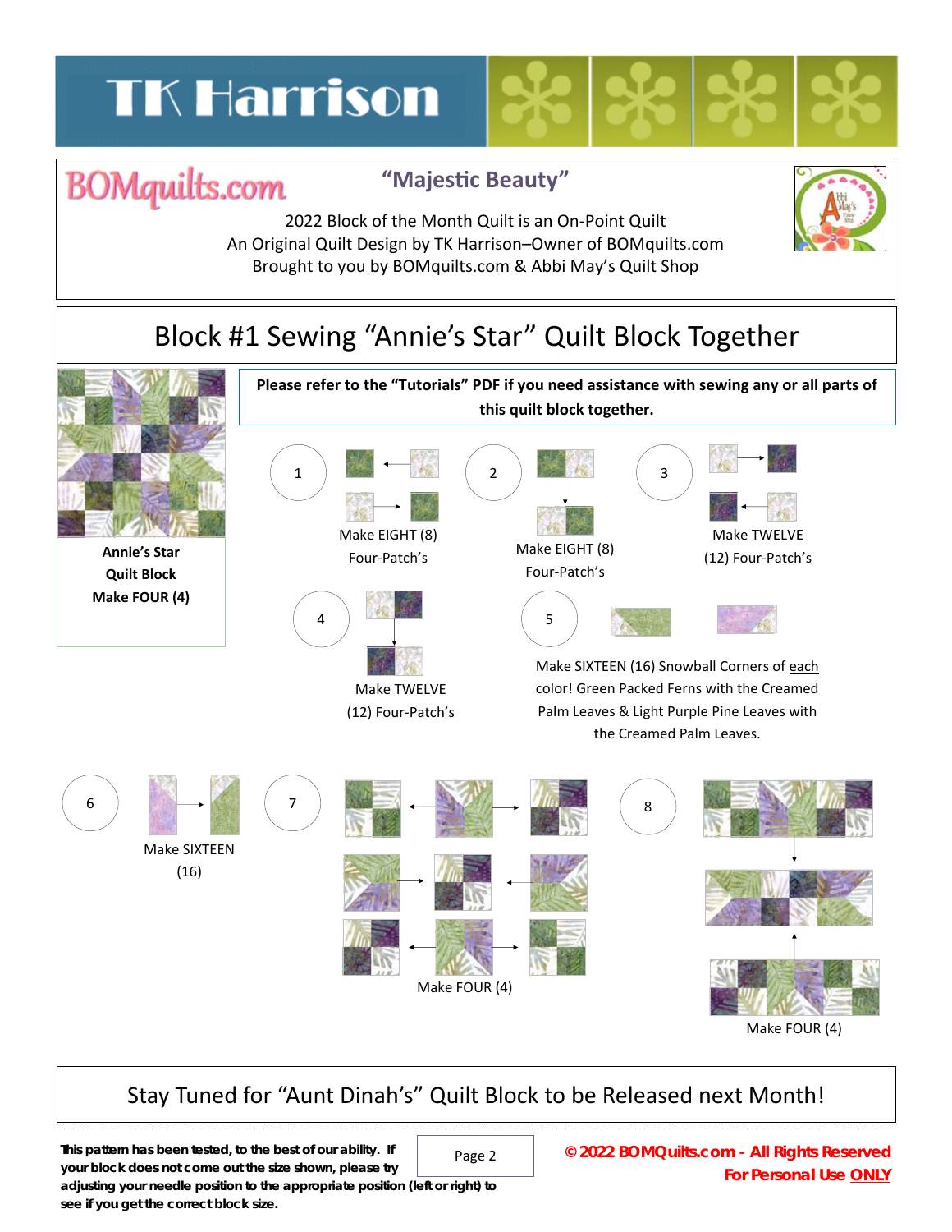TK Harrison

BOMquilts.com

## "Majestic Beauty"

2022 Block of the Month Quilt is an On-Point Quilt
An Original Quilt Design by TK Harrison–Owner of BOMquilts.com
Brought to you by BOMquilts.com & Abbi May's Quilt Shop

# Block #1 Sewing "Annie's Star" Quilt Block Together

**Annie's Star Quilt Block Make FOUR (4)**

**Please refer to the "Tutorials" PDF if you need assistance with sewing any or all parts of this quilt block together.**

1. Make EIGHT (8) Four-Patch's
2. Make EIGHT (8) Four-Patch's
3. Make TWELVE (12) Four-Patch's
4. Make TWELVE (12) Four-Patch's
5. Make SIXTEEN (16) Snowball Corners of each color! Green Packed Ferns with the Creamed Palm Leaves & Light Purple Pine Leaves with the Creamed Palm Leaves.
6. Make SIXTEEN (16)
7. Make FOUR (4)
8. Make FOUR (4)

## Stay Tuned for "Aunt Dinah's" Quilt Block to be Released next Month!

**This pattern has been tested, to the best of our ability. If your block does not come out the size shown, please try adjusting your needle position to the appropriate position (left or right) to see if you get the correct block size.**

**© 2022 BOMQuilts.com - All Rights Reserved**
**For Personal Use ONLY**